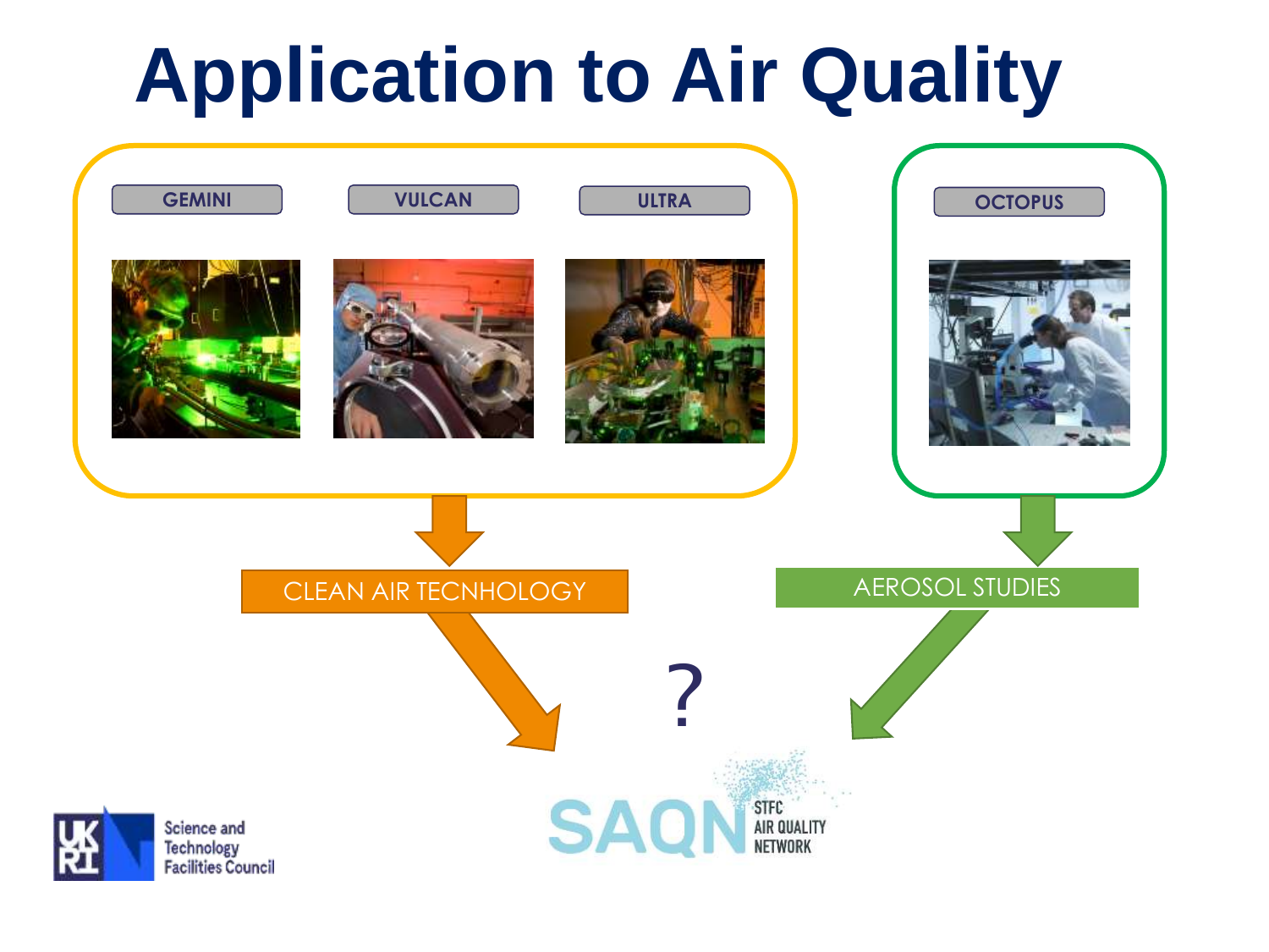# Application to Air Quality

GEMINI

VULCAN

ULTRA

OCTOPUS

CLEAN AIR TECNHOLOGY

AEROSOL STUDIES

?

SAQN STFC AIR QUALITY NETWORK

Science and Technology Facilities Council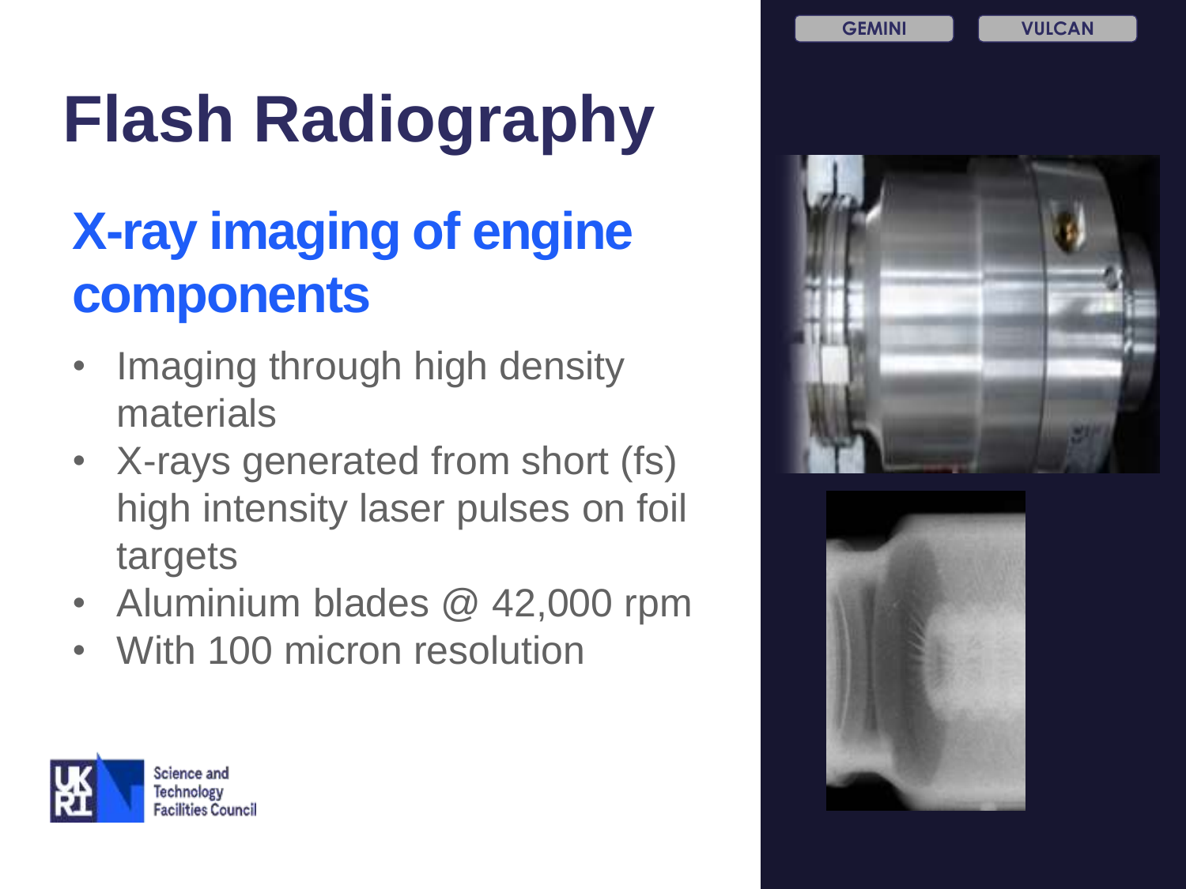GEMINI VULCAN

# Flash Radiography

## X-ray imaging of engine components

- Imaging through high density materials
- X-rays generated from short (fs) high intensity laser pulses on foil targets
- Aluminium blades @ 42,000 rpm
- With 100 micron resolution

Science and Technology Facilities Council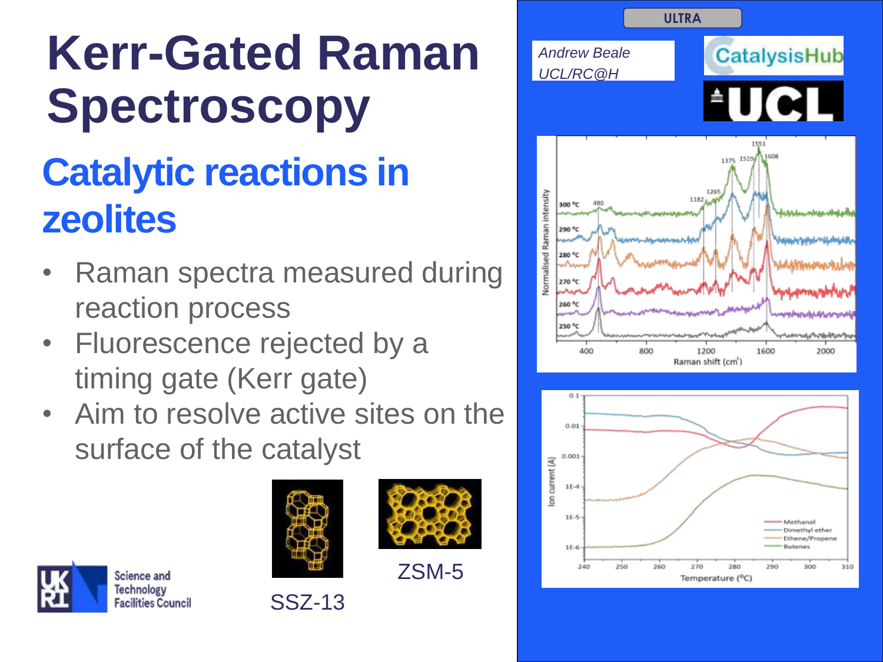# Kerr-Gated Raman Spectroscopy

## Catalytic reactions in zeolites

- Raman spectra measured during reaction process
- Fluorescence rejected by a timing gate (Kerr gate)
- Aim to resolve active sites on the surface of the catalyst

SSZ-13

ZSM-5

ULTRA

*Andrew Beale*
*UCL/RC@H*

CatalysisHub

UCL

Science and Technology Facilities Council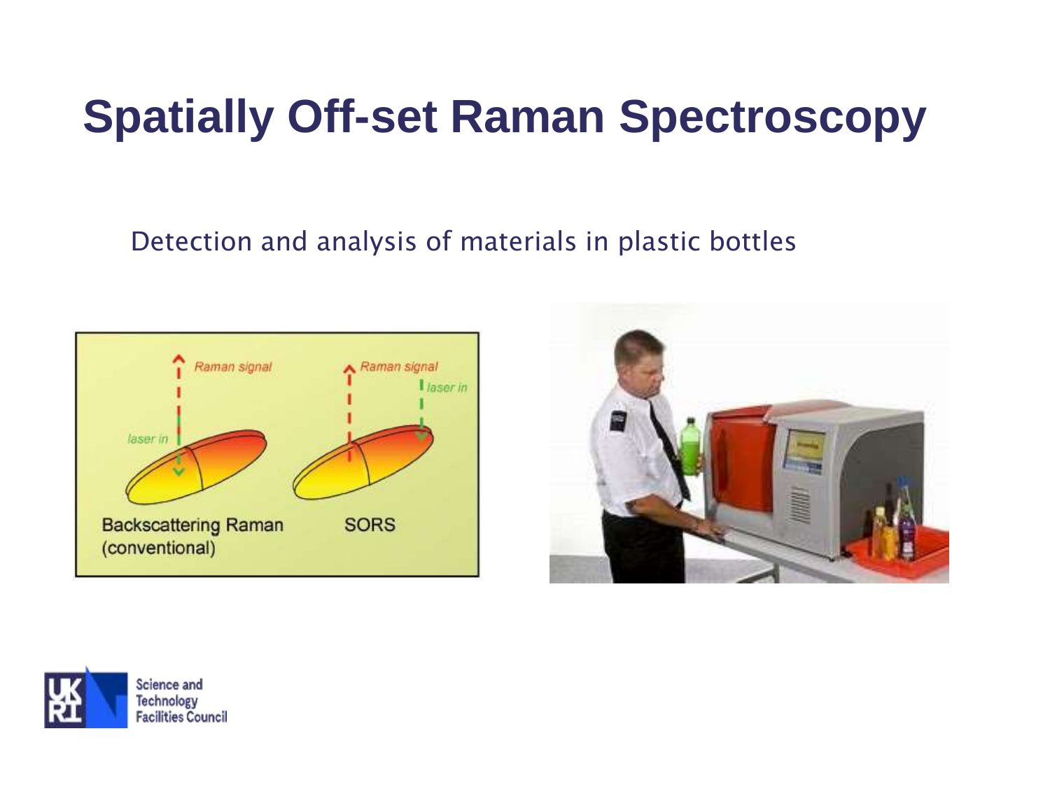# Spatially Off-set Raman Spectroscopy

Detection and analysis of materials in plastic bottles

Raman signal

laser in

Backscattering Raman (conventional)

Raman signal

laser in

SORS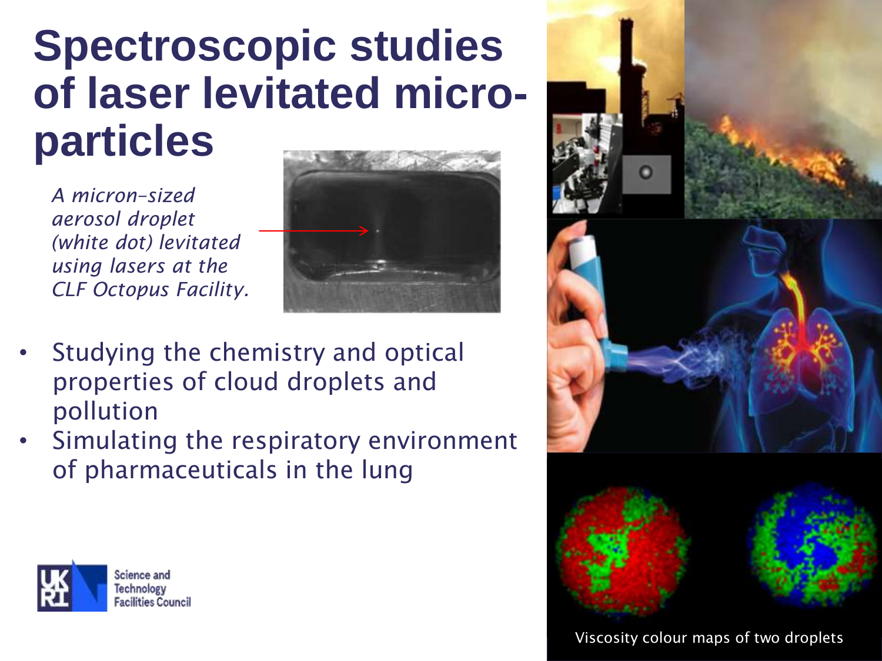# Spectroscopic studies of laser levitated micro-particles

*A micron-sized aerosol droplet (white dot) levitated using lasers at the CLF Octopus Facility.*

- Studying the chemistry and optical properties of cloud droplets and pollution
- Simulating the respiratory environment of pharmaceuticals in the lung

Viscosity colour maps of two droplets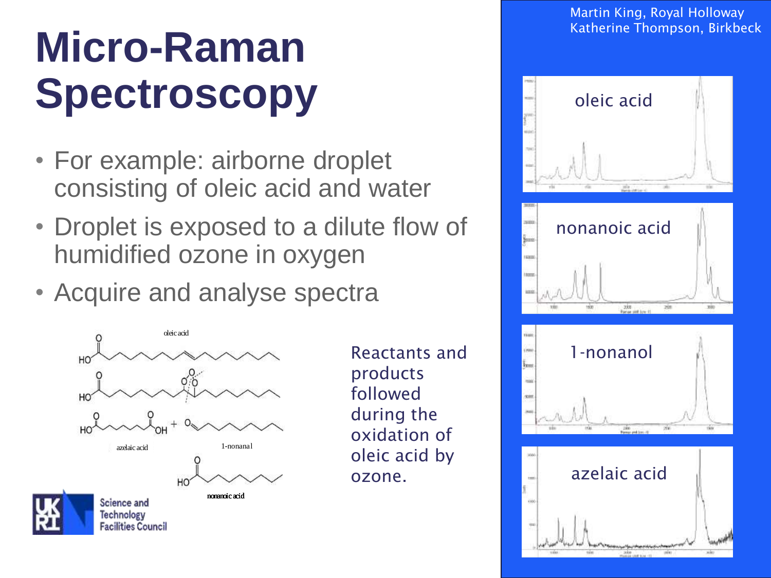# Micro-Raman Spectroscopy

Martin King, Royal Holloway
Katherine Thompson, Birkbeck

- For example: airborne droplet consisting of oleic acid and water
- Droplet is exposed to a dilute flow of humidified ozone in oxygen
- Acquire and analyse spectra

Reactants and products followed during the oxidation of oleic acid by ozone.

oleic acid

azelaic acid

1-nonanal

nonanoic acid

oleic acid

nonanoic acid

1-nonanol

azelaic acid

Science and Technology Facilities Council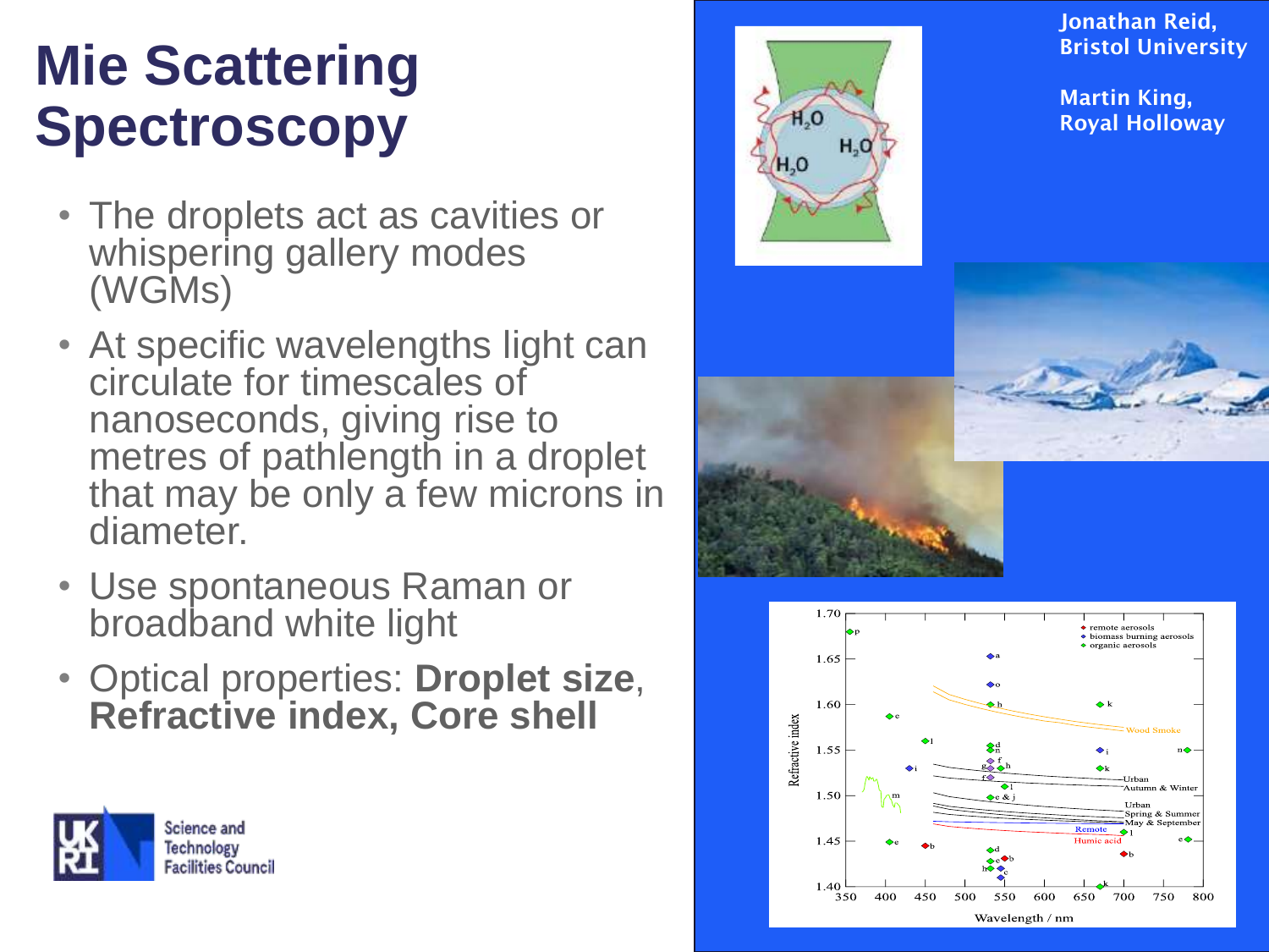# Mie Scattering Spectroscopy

- The droplets act as cavities or whispering gallery modes (WGMs)
- At specific wavelengths light can circulate for timescales of nanoseconds, giving rise to metres of pathlength in a droplet that may be only a few microns in diameter.
- Use spontaneous Raman or broadband white light
- Optical properties: **Droplet size**, **Refractive index, Core shell**

Jonathan Reid, Bristol University

Martin King, Royal Holloway

$H_2O$
$H_2O$
$H_2O$

Refractive index
1.70
1.65
1.60
1.55
1.50
1.45
1.40
Wavelength / nm
350 400 450 500 550 600 650 700 750 800
remote aerosols
biomass burning aerosols
organic aerosols
Wood Smoke
Urban
Autumn & Winter
Urban
Spring & Summer
May & September
Remote
Humic acid